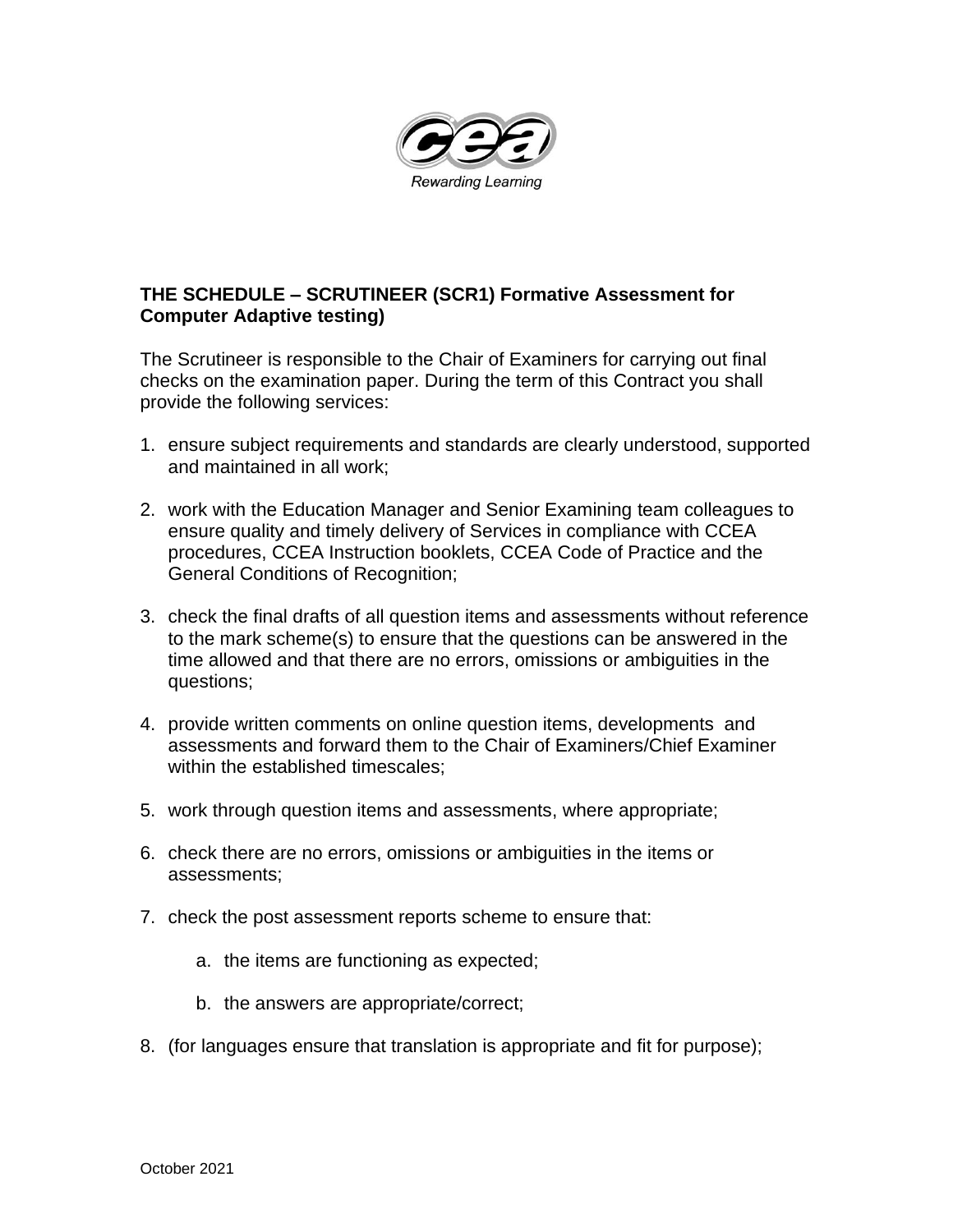**THE SCHEDULE – SCRUTINEER (SCR1) Formative Assessment for Computer Adaptive testing)**

The Scrutineer is responsible to the Chair of Examiners for carrying out final checks on the examination paper. During the term of this Contract you shall provide the following services:

1. ensure subject requirements and standards are clearly understood, supported and maintained in all work;

2. work with the Education Manager and Senior Examining team colleagues to ensure quality and timely delivery of Services in compliance with CCEA procedures, CCEA Instruction booklets, CCEA Code of Practice and the General Conditions of Recognition;

3. check the final drafts of all question items and assessments without reference to the mark scheme(s) to ensure that the questions can be answered in the time allowed and that there are no errors, omissions or ambiguities in the questions;

4. provide written comments on online question items, developments and assessments and forward them to the Chair of Examiners/Chief Examiner within the established timescales;

5. work through question items and assessments, where appropriate;

6. check there are no errors, omissions or ambiguities in the items or assessments;

7. check the post assessment reports scheme to ensure that:

   a. the items are functioning as expected;

   b. the answers are appropriate/correct;

8. (for languages ensure that translation is appropriate and fit for purpose);

October 2021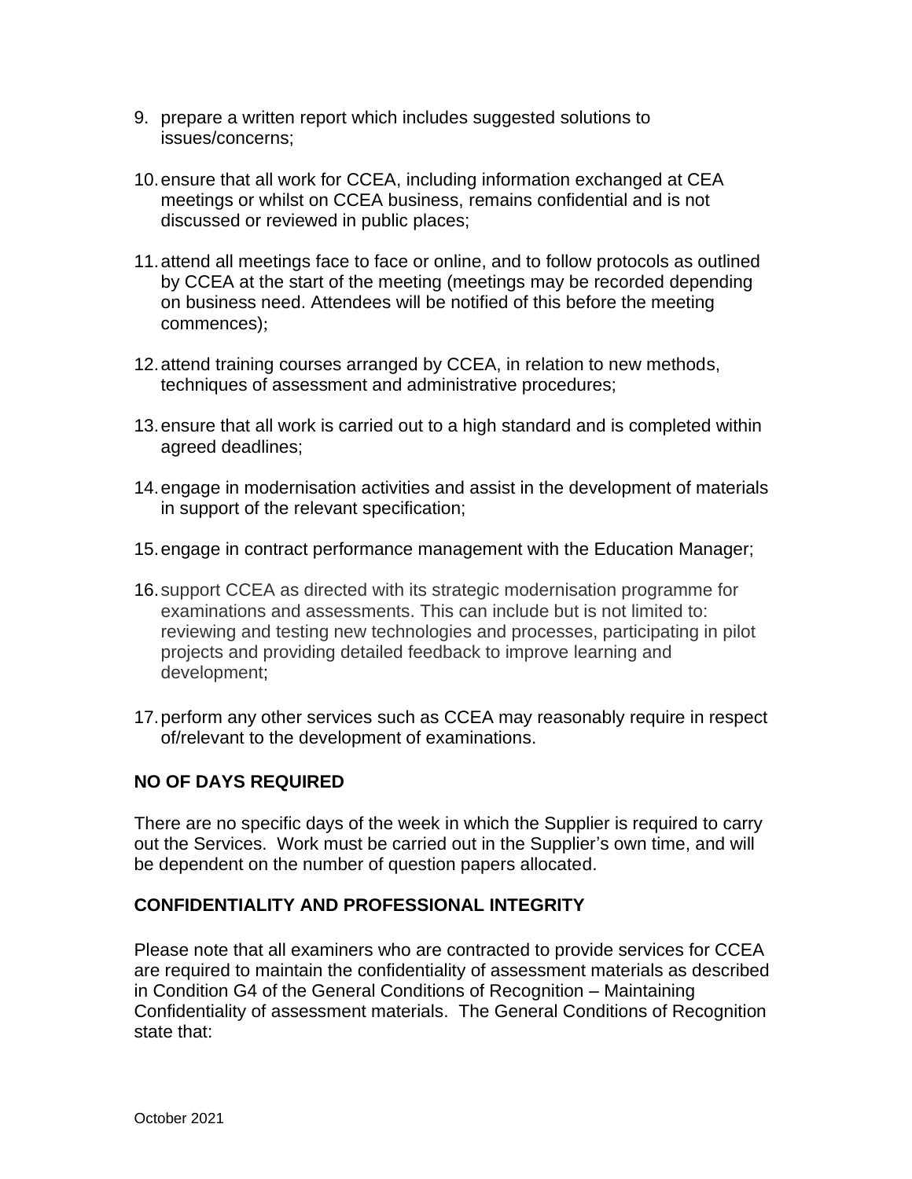9. prepare a written report which includes suggested solutions to issues/concerns;

10. ensure that all work for CCEA, including information exchanged at CEA meetings or whilst on CCEA business, remains confidential and is not discussed or reviewed in public places;

11. attend all meetings face to face or online, and to follow protocols as outlined by CCEA at the start of the meeting (meetings may be recorded depending on business need. Attendees will be notified of this before the meeting commences);

12. attend training courses arranged by CCEA, in relation to new methods, techniques of assessment and administrative procedures;

13. ensure that all work is carried out to a high standard and is completed within agreed deadlines;

14. engage in modernisation activities and assist in the development of materials in support of the relevant specification;

15. engage in contract performance management with the Education Manager;

16. support CCEA as directed with its strategic modernisation programme for examinations and assessments. This can include but is not limited to: reviewing and testing new technologies and processes, participating in pilot projects and providing detailed feedback to improve learning and development;

17. perform any other services such as CCEA may reasonably require in respect of/relevant to the development of examinations.

## NO OF DAYS REQUIRED

There are no specific days of the week in which the Supplier is required to carry out the Services. Work must be carried out in the Supplier's own time, and will be dependent on the number of question papers allocated.

## CONFIDENTIALITY AND PROFESSIONAL INTEGRITY

Please note that all examiners who are contracted to provide services for CCEA are required to maintain the confidentiality of assessment materials as described in Condition G4 of the General Conditions of Recognition – Maintaining Confidentiality of assessment materials. The General Conditions of Recognition state that: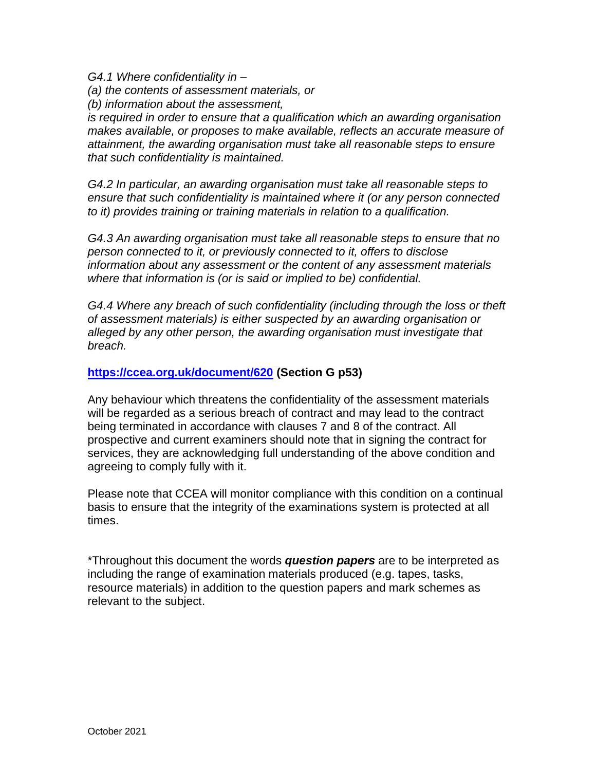*G4.1 Where confidentiality in –*
*(a) the contents of assessment materials, or*
*(b) information about the assessment,*
*is required in order to ensure that a qualification which an awarding organisation makes available, or proposes to make available, reflects an accurate measure of attainment, the awarding organisation must take all reasonable steps to ensure that such confidentiality is maintained.*

*G4.2 In particular, an awarding organisation must take all reasonable steps to ensure that such confidentiality is maintained where it (or any person connected to it) provides training or training materials in relation to a qualification.*

*G4.3 An awarding organisation must take all reasonable steps to ensure that no person connected to it, or previously connected to it, offers to disclose information about any assessment or the content of any assessment materials where that information is (or is said or implied to be) confidential.*

*G4.4 Where any breach of such confidentiality (including through the loss or theft of assessment materials) is either suspected by an awarding organisation or alleged by any other person, the awarding organisation must investigate that breach.*

**[https://ccea.org.uk/document/620](https://ccea.org.uk/document/620) (Section G p53)**

Any behaviour which threatens the confidentiality of the assessment materials will be regarded as a serious breach of contract and may lead to the contract being terminated in accordance with clauses 7 and 8 of the contract. All prospective and current examiners should note that in signing the contract for services, they are acknowledging full understanding of the above condition and agreeing to comply fully with it.

Please note that CCEA will monitor compliance with this condition on a continual basis to ensure that the integrity of the examinations system is protected at all times.

*Throughout this document the words ***question papers*** are to be interpreted as including the range of examination materials produced (e.g. tapes, tasks, resource materials) in addition to the question papers and mark schemes as relevant to the subject.

October 2021